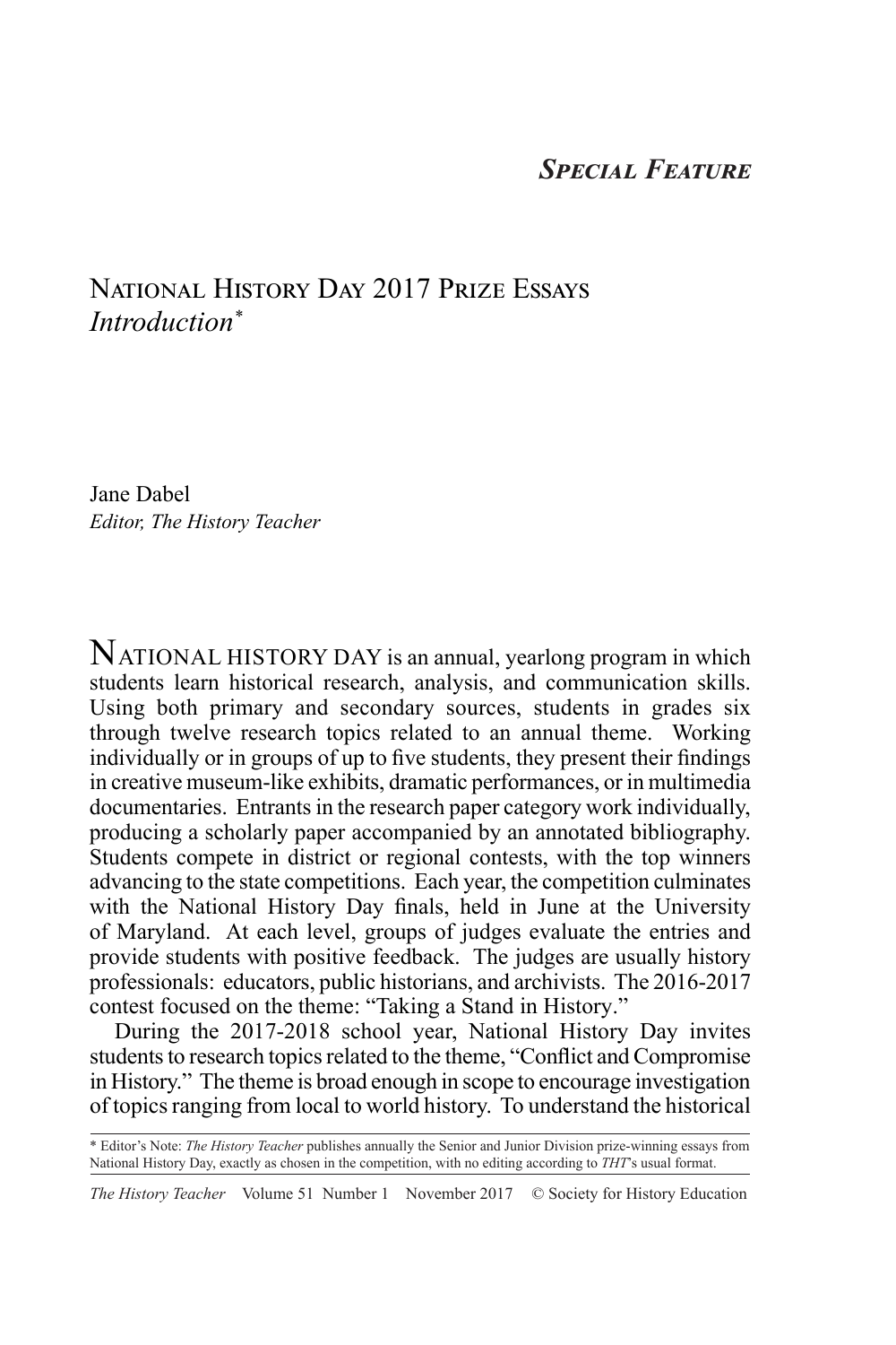*Special Feature*

# National History Day 2017 Prize Essays

## *Introduction*[*]

Jane Dabel
*Editor, The History Teacher*

NATIONAL HISTORY DAY is an annual, yearlong program in which students learn historical research, analysis, and communication skills. Using both primary and secondary sources, students in grades six through twelve research topics related to an annual theme. Working individually or in groups of up to five students, they present their findings in creative museum-like exhibits, dramatic performances, or in multimedia documentaries. Entrants in the research paper category work individually, producing a scholarly paper accompanied by an annotated bibliography. Students compete in district or regional contests, with the top winners advancing to the state competitions. Each year, the competition culminates with the National History Day finals, held in June at the University of Maryland. At each level, groups of judges evaluate the entries and provide students with positive feedback. The judges are usually history professionals: educators, public historians, and archivists. The 2016-2017 contest focused on the theme: "Taking a Stand in History."

During the 2017-2018 school year, National History Day invites students to research topics related to the theme, "Conflict and Compromise in History." The theme is broad enough in scope to encourage investigation of topics ranging from local to world history. To understand the historical

[*] Editor's Note: *The History Teacher* publishes annually the Senior and Junior Division prize-winning essays from National History Day, exactly as chosen in the competition, with no editing according to *THT*'s usual format.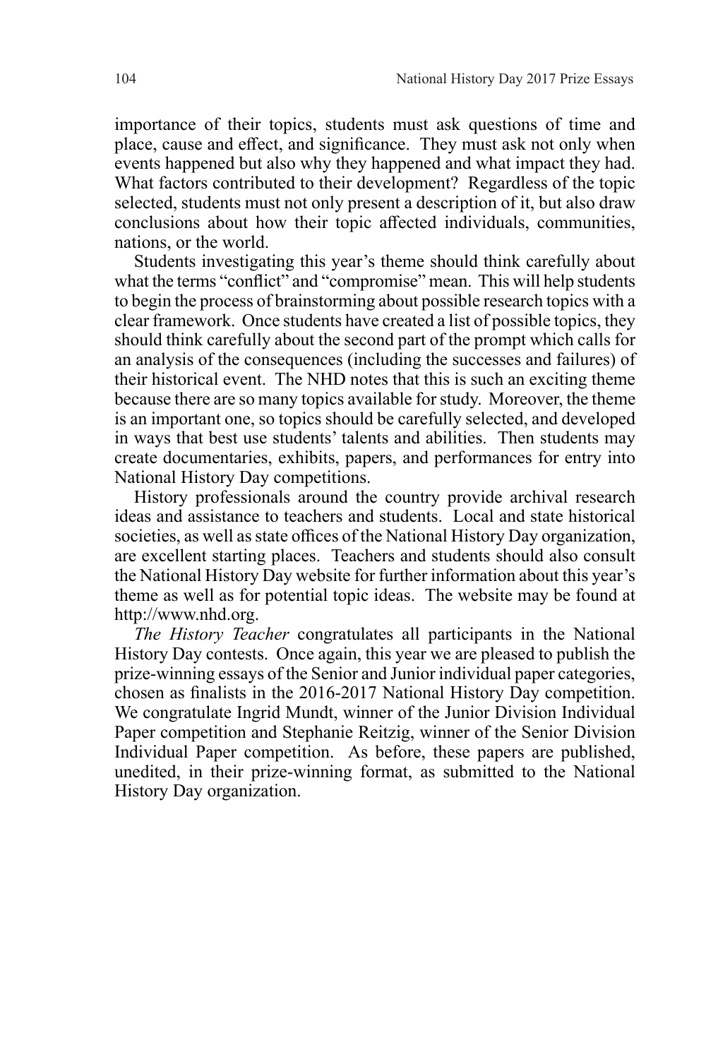importance of their topics, students must ask questions of time and place, cause and effect, and significance. They must ask not only when events happened but also why they happened and what impact they had. What factors contributed to their development? Regardless of the topic selected, students must not only present a description of it, but also draw conclusions about how their topic affected individuals, communities, nations, or the world.

Students investigating this year's theme should think carefully about what the terms "conflict" and "compromise" mean. This will help students to begin the process of brainstorming about possible research topics with a clear framework. Once students have created a list of possible topics, they should think carefully about the second part of the prompt which calls for an analysis of the consequences (including the successes and failures) of their historical event. The NHD notes that this is such an exciting theme because there are so many topics available for study. Moreover, the theme is an important one, so topics should be carefully selected, and developed in ways that best use students' talents and abilities. Then students may create documentaries, exhibits, papers, and performances for entry into National History Day competitions.

History professionals around the country provide archival research ideas and assistance to teachers and students. Local and state historical societies, as well as state offices of the National History Day organization, are excellent starting places. Teachers and students should also consult the National History Day website for further information about this year's theme as well as for potential topic ideas. The website may be found at http://www.nhd.org.

*The History Teacher* congratulates all participants in the National History Day contests. Once again, this year we are pleased to publish the prize-winning essays of the Senior and Junior individual paper categories, chosen as finalists in the 2016-2017 National History Day competition. We congratulate Ingrid Mundt, winner of the Junior Division Individual Paper competition and Stephanie Reitzig, winner of the Senior Division Individual Paper competition. As before, these papers are published, unedited, in their prize-winning format, as submitted to the National History Day organization.